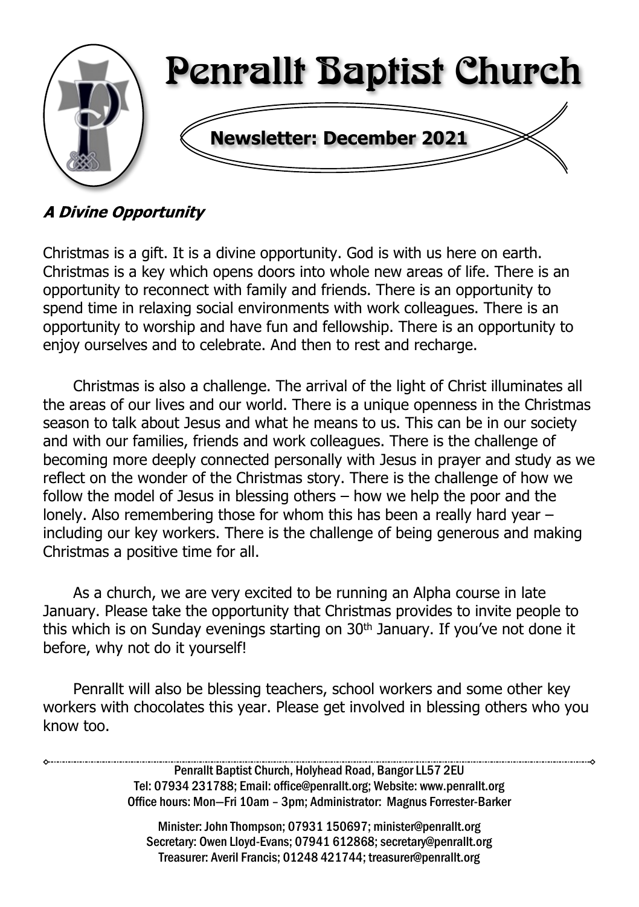# Penrallt Baptist Church

## Newsletter: December 2021

### *A Divine Opportunity*

Christmas is a gift. It is a divine opportunity. God is with us here on earth. Christmas is a key which opens doors into whole new areas of life. There is an opportunity to reconnect with family and friends. There is an opportunity to spend time in relaxing social environments with work colleagues. There is an opportunity to worship and have fun and fellowship. There is an opportunity to enjoy ourselves and to celebrate. And then to rest and recharge.

Christmas is also a challenge. The arrival of the light of Christ illuminates all the areas of our lives and our world. There is a unique openness in the Christmas season to talk about Jesus and what he means to us. This can be in our society and with our families, friends and work colleagues. There is the challenge of becoming more deeply connected personally with Jesus in prayer and study as we reflect on the wonder of the Christmas story. There is the challenge of how we follow the model of Jesus in blessing others – how we help the poor and the lonely. Also remembering those for whom this has been a really hard year – including our key workers. There is the challenge of being generous and making Christmas a positive time for all.

As a church, we are very excited to be running an Alpha course in late January. Please take the opportunity that Christmas provides to invite people to this which is on Sunday evenings starting on 30th January. If you've not done it before, why not do it yourself!

Penrallt will also be blessing teachers, school workers and some other key workers with chocolates this year. Please get involved in blessing others who you know too.

---

Penrallt Baptist Church, Holyhead Road, Bangor LL57 2EU
Tel: 07934 231788; Email: office@penrallt.org; Website: www.penrallt.org
Office hours: Mon—Fri 10am – 3pm; Administrator: Magnus Forrester-Barker

Minister: John Thompson; 07931 150697; minister@penrallt.org
Secretary: Owen Lloyd-Evans; 07941 612868; secretary@penrallt.org
Treasurer: Averil Francis; 01248 421744; treasurer@penrallt.org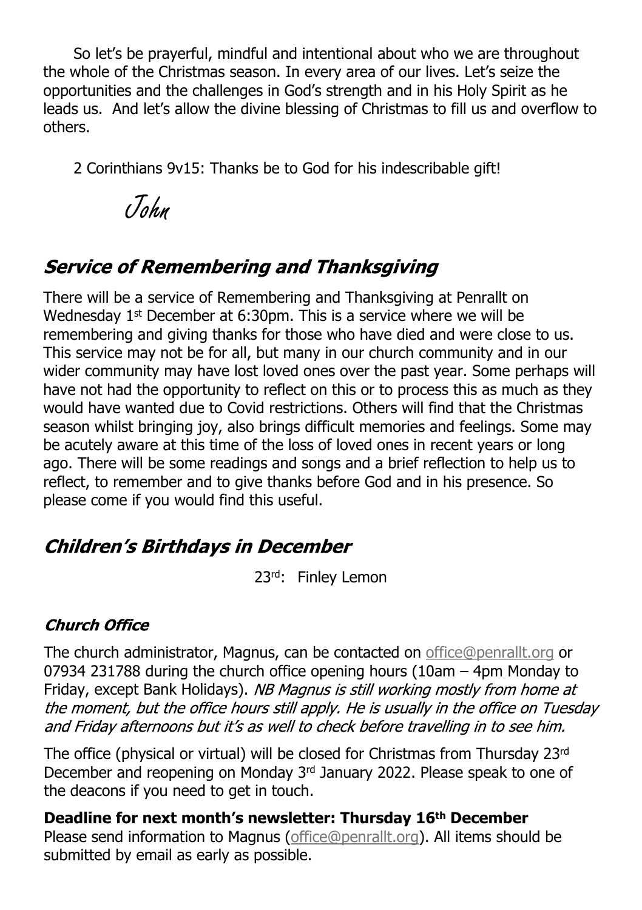So let's be prayerful, mindful and intentional about who we are throughout the whole of the Christmas season. In every area of our lives. Let's seize the opportunities and the challenges in God's strength and in his Holy Spirit as he leads us. And let's allow the divine blessing of Christmas to fill us and overflow to others.

2 Corinthians 9v15: Thanks be to God for his indescribable gift!

*John*

## Service of Remembering and Thanksgiving

There will be a service of Remembering and Thanksgiving at Penrallt on Wednesday 1st December at 6:30pm. This is a service where we will be remembering and giving thanks for those who have died and were close to us. This service may not be for all, but many in our church community and in our wider community may have lost loved ones over the past year. Some perhaps will have not had the opportunity to reflect on this or to process this as much as they would have wanted due to Covid restrictions. Others will find that the Christmas season whilst bringing joy, also brings difficult memories and feelings. Some may be acutely aware at this time of the loss of loved ones in recent years or long ago. There will be some readings and songs and a brief reflection to help us to reflect, to remember and to give thanks before God and in his presence. So please come if you would find this useful.

## Children's Birthdays in December

23rd: Finley Lemon

### Church Office

The church administrator, Magnus, can be contacted on office@penrallt.org or 07934 231788 during the church office opening hours (10am – 4pm Monday to Friday, except Bank Holidays). *NB Magnus is still working mostly from home at the moment, but the office hours still apply. He is usually in the office on Tuesday and Friday afternoons but it's as well to check before travelling in to see him.*

The office (physical or virtual) will be closed for Christmas from Thursday 23rd December and reopening on Monday 3rd January 2022. Please speak to one of the deacons if you need to get in touch.

**Deadline for next month's newsletter: Thursday 16th December**

Please send information to Magnus (office@penrallt.org). All items should be submitted by email as early as possible.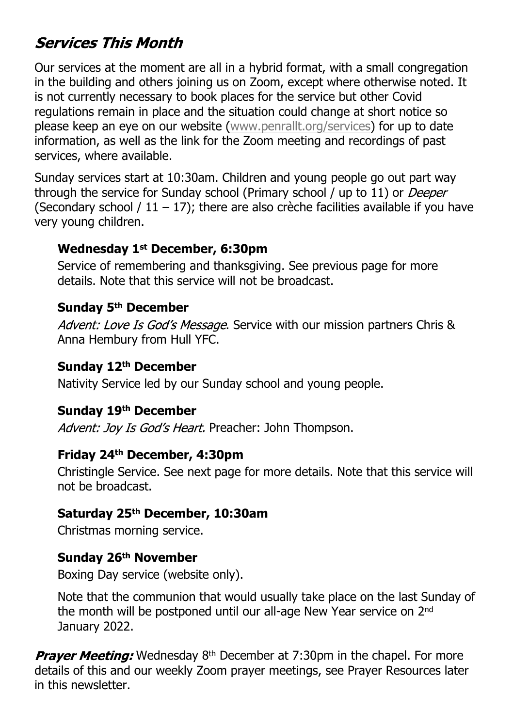## *Services This Month*

Our services at the moment are all in a hybrid format, with a small congregation in the building and others joining us on Zoom, except where otherwise noted. It is not currently necessary to book places for the service but other Covid regulations remain in place and the situation could change at short notice so please keep an eye on our website (www.penrallt.org/services) for up to date information, as well as the link for the Zoom meeting and recordings of past services, where available.

Sunday services start at 10:30am. Children and young people go out part way through the service for Sunday school (Primary school / up to 11) or *Deeper* (Secondary school / 11 – 17); there are also crèche facilities available if you have very young children.

**Wednesday 1st December, 6:30pm**

Service of remembering and thanksgiving. See previous page for more details. Note that this service will not be broadcast.

**Sunday 5th December**

*Advent: Love Is God's Message*. Service with our mission partners Chris & Anna Hembury from Hull YFC.

**Sunday 12th December**

Nativity Service led by our Sunday school and young people.

**Sunday 19th December**

*Advent: Joy Is God's Heart.* Preacher: John Thompson.

**Friday 24th December, 4:30pm**

Christingle Service. See next page for more details. Note that this service will not be broadcast.

**Saturday 25th December, 10:30am**

Christmas morning service.

**Sunday 26th November**

Boxing Day service (website only).

Note that the communion that would usually take place on the last Sunday of the month will be postponed until our all-age New Year service on 2nd January 2022.

***Prayer Meeting:*** Wednesday 8th December at 7:30pm in the chapel. For more details of this and our weekly Zoom prayer meetings, see Prayer Resources later in this newsletter.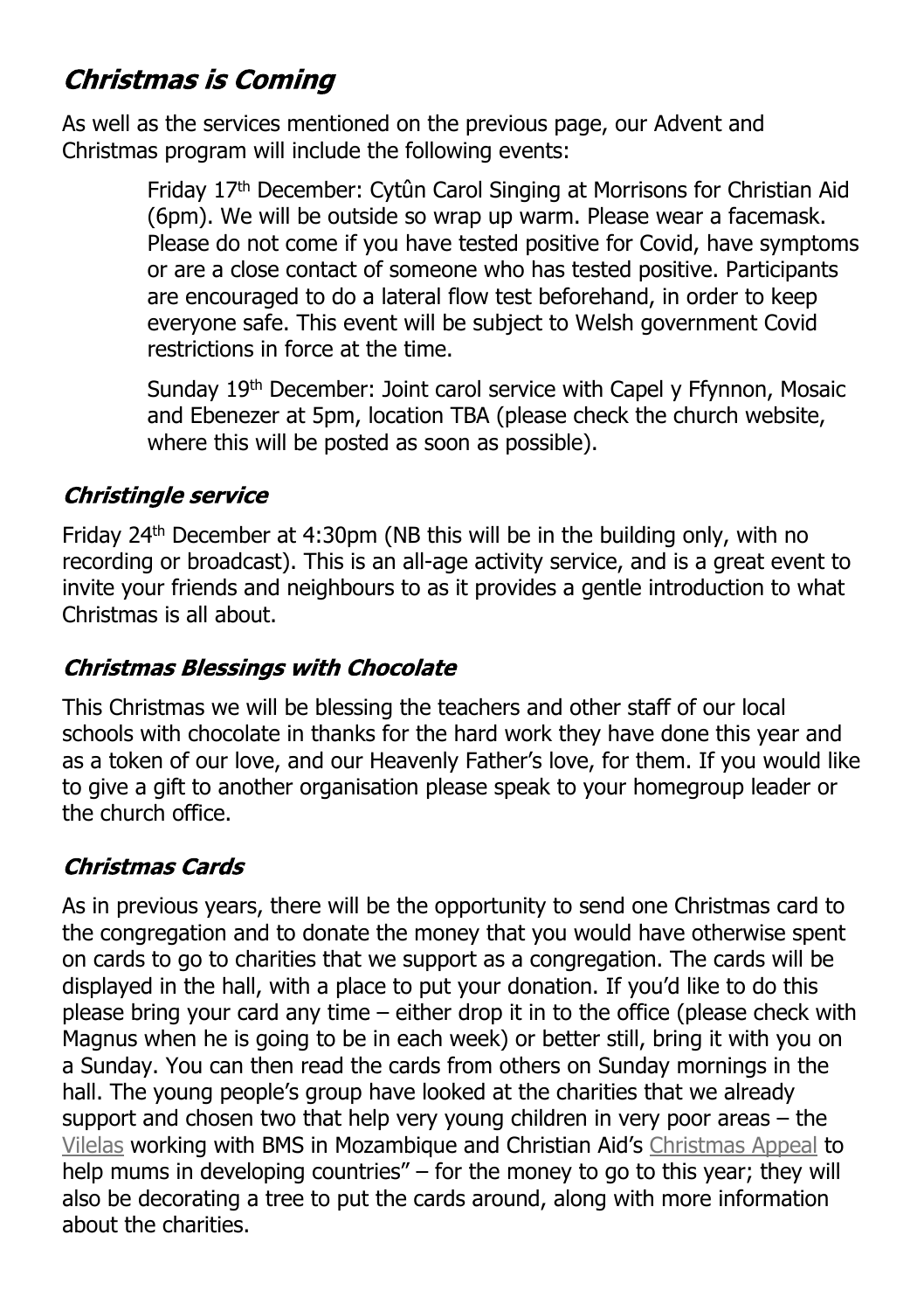## *Christmas is Coming*

As well as the services mentioned on the previous page, our Advent and Christmas program will include the following events:

> Friday 17th December: Cytûn Carol Singing at Morrisons for Christian Aid (6pm). We will be outside so wrap up warm. Please wear a facemask. Please do not come if you have tested positive for Covid, have symptoms or are a close contact of someone who has tested positive. Participants are encouraged to do a lateral flow test beforehand, in order to keep everyone safe. This event will be subject to Welsh government Covid restrictions in force at the time.
>
> Sunday 19th December: Joint carol service with Capel y Ffynnon, Mosaic and Ebenezer at 5pm, location TBA (please check the church website, where this will be posted as soon as possible).

### *Christingle service*

Friday 24th December at 4:30pm (NB this will be in the building only, with no recording or broadcast). This is an all-age activity service, and is a great event to invite your friends and neighbours to as it provides a gentle introduction to what Christmas is all about.

### *Christmas Blessings with Chocolate*

This Christmas we will be blessing the teachers and other staff of our local schools with chocolate in thanks for the hard work they have done this year and as a token of our love, and our Heavenly Father's love, for them. If you would like to give a gift to another organisation please speak to your homegroup leader or the church office.

### *Christmas Cards*

As in previous years, there will be the opportunity to send one Christmas card to the congregation and to donate the money that you would have otherwise spent on cards to go to charities that we support as a congregation. The cards will be displayed in the hall, with a place to put your donation. If you'd like to do this please bring your card any time – either drop it in to the office (please check with Magnus when he is going to be in each week) or better still, bring it with you on a Sunday. You can then read the cards from others on Sunday mornings in the hall. The young people's group have looked at the charities that we already support and chosen two that help very young children in very poor areas – the Vilelas working with BMS in Mozambique and Christian Aid's Christmas Appeal to help mums in developing countries" – for the money to go to this year; they will also be decorating a tree to put the cards around, along with more information about the charities.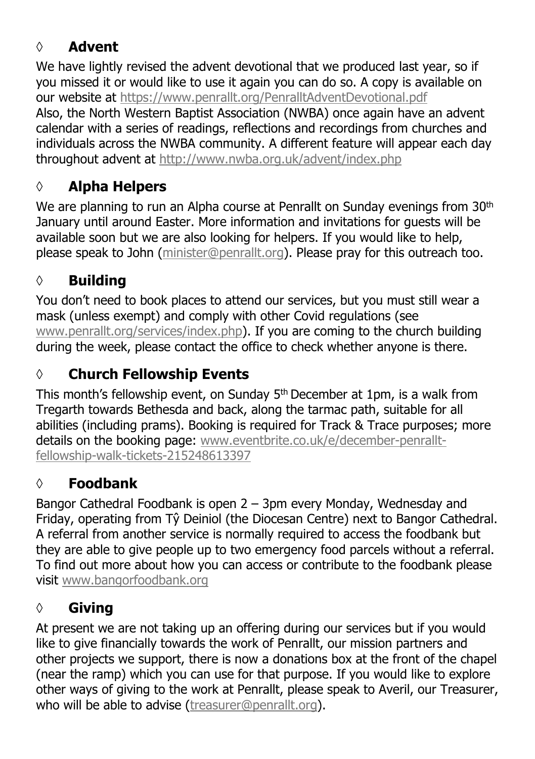## ◊ Advent

We have lightly revised the advent devotional that we produced last year, so if you missed it or would like to use it again you can do so. A copy is available on our website at https://www.penrallt.org/PenralltAdventDevotional.pdf
Also, the North Western Baptist Association (NWBA) once again have an advent calendar with a series of readings, reflections and recordings from churches and individuals across the NWBA community. A different feature will appear each day throughout advent at http://www.nwba.org.uk/advent/index.php

## ◊ Alpha Helpers

We are planning to run an Alpha course at Penrallt on Sunday evenings from 30th January until around Easter. More information and invitations for guests will be available soon but we are also looking for helpers. If you would like to help, please speak to John (minister@penrallt.org). Please pray for this outreach too.

## ◊ Building

You don't need to book places to attend our services, but you must still wear a mask (unless exempt) and comply with other Covid regulations (see www.penrallt.org/services/index.php). If you are coming to the church building during the week, please contact the office to check whether anyone is there.

## ◊ Church Fellowship Events

This month's fellowship event, on Sunday 5th December at 1pm, is a walk from Tregarth towards Bethesda and back, along the tarmac path, suitable for all abilities (including prams). Booking is required for Track & Trace purposes; more details on the booking page: www.eventbrite.co.uk/e/december-penrallt-fellowship-walk-tickets-215248613397

## ◊ Foodbank

Bangor Cathedral Foodbank is open 2 – 3pm every Monday, Wednesday and Friday, operating from Tŷ Deiniol (the Diocesan Centre) next to Bangor Cathedral. A referral from another service is normally required to access the foodbank but they are able to give people up to two emergency food parcels without a referral. To find out more about how you can access or contribute to the foodbank please visit www.bangorfoodbank.org

## ◊ Giving

At present we are not taking up an offering during our services but if you would like to give financially towards the work of Penrallt, our mission partners and other projects we support, there is now a donations box at the front of the chapel (near the ramp) which you can use for that purpose. If you would like to explore other ways of giving to the work at Penrallt, please speak to Averil, our Treasurer, who will be able to advise (treasurer@penrallt.org).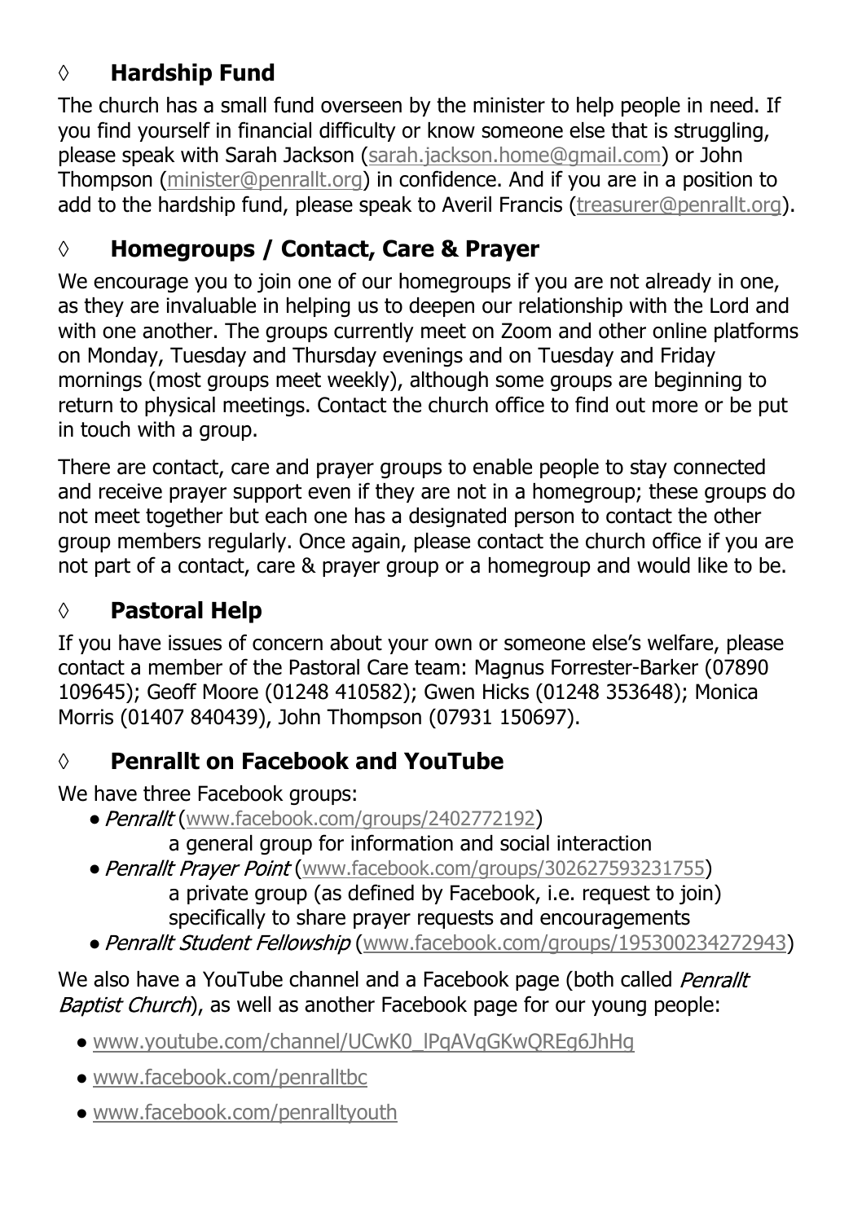## ◊ **Hardship Fund**

The church has a small fund overseen by the minister to help people in need. If you find yourself in financial difficulty or know someone else that is struggling, please speak with Sarah Jackson (sarah.jackson.home@gmail.com) or John Thompson (minister@penrallt.org) in confidence. And if you are in a position to add to the hardship fund, please speak to Averil Francis (treasurer@penrallt.org).

## ◊ **Homegroups / Contact, Care & Prayer**

We encourage you to join one of our homegroups if you are not already in one, as they are invaluable in helping us to deepen our relationship with the Lord and with one another. The groups currently meet on Zoom and other online platforms on Monday, Tuesday and Thursday evenings and on Tuesday and Friday mornings (most groups meet weekly), although some groups are beginning to return to physical meetings. Contact the church office to find out more or be put in touch with a group.

There are contact, care and prayer groups to enable people to stay connected and receive prayer support even if they are not in a homegroup; these groups do not meet together but each one has a designated person to contact the other group members regularly. Once again, please contact the church office if you are not part of a contact, care & prayer group or a homegroup and would like to be.

## ◊ **Pastoral Help**

If you have issues of concern about your own or someone else's welfare, please contact a member of the Pastoral Care team: Magnus Forrester-Barker (07890 109645); Geoff Moore (01248 410582); Gwen Hicks (01248 353648); Monica Morris (01407 840439), John Thompson (07931 150697).

## ◊ **Penrallt on Facebook and YouTube**

We have three Facebook groups:

- *Penrallt* (www.facebook.com/groups/2402772192)
  a general group for information and social interaction
- *Penrallt Prayer Point* (www.facebook.com/groups/302627593231755)
  a private group (as defined by Facebook, i.e. request to join) specifically to share prayer requests and encouragements
- *Penrallt Student Fellowship* (www.facebook.com/groups/195300234272943)

We also have a YouTube channel and a Facebook page (both called *Penrallt Baptist Church*), as well as another Facebook page for our young people:

- www.youtube.com/channel/UCwK0_lPqAVqGKwQREg6JhHg
- www.facebook.com/penralltbc
- www.facebook.com/penralltyouth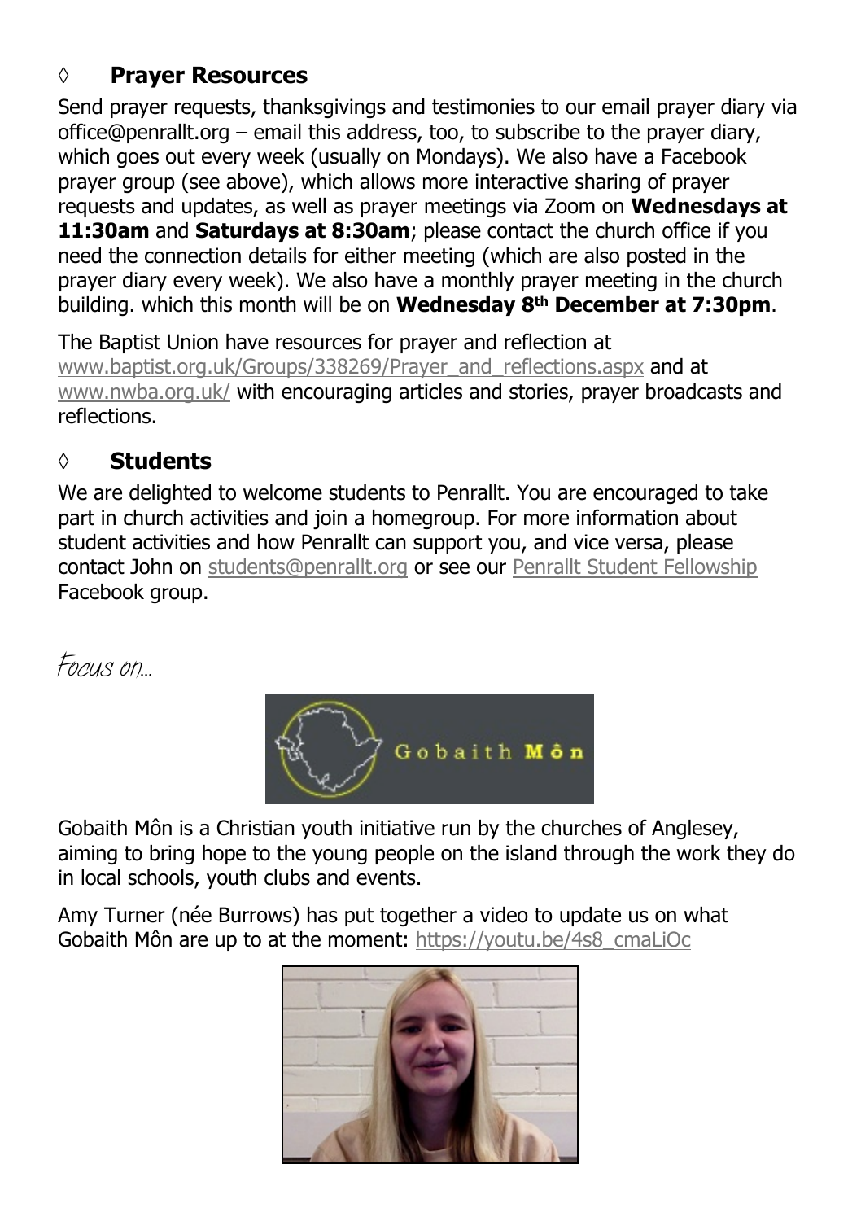## ◊ Prayer Resources

Send prayer requests, thanksgivings and testimonies to our email prayer diary via office@penrallt.org – email this address, too, to subscribe to the prayer diary, which goes out every week (usually on Mondays). We also have a Facebook prayer group (see above), which allows more interactive sharing of prayer requests and updates, as well as prayer meetings via Zoom on **Wednesdays at 11:30am** and **Saturdays at 8:30am**; please contact the church office if you need the connection details for either meeting (which are also posted in the prayer diary every week). We also have a monthly prayer meeting in the church building. which this month will be on **Wednesday 8th December at 7:30pm**.

The Baptist Union have resources for prayer and reflection at www.baptist.org.uk/Groups/338269/Prayer_and_reflections.aspx and at www.nwba.org.uk/ with encouraging articles and stories, prayer broadcasts and reflections.

## ◊ Students

We are delighted to welcome students to Penrallt. You are encouraged to take part in church activities and join a homegroup. For more information about student activities and how Penrallt can support you, and vice versa, please contact John on students@penrallt.org or see our Penrallt Student Fellowship Facebook group.

## Focus on…

Gobaith Môn

Gobaith Môn is a Christian youth initiative run by the churches of Anglesey, aiming to bring hope to the young people on the island through the work they do in local schools, youth clubs and events.

Amy Turner (née Burrows) has put together a video to update us on what Gobaith Môn are up to at the moment: https://youtu.be/4s8_cmaLiOc